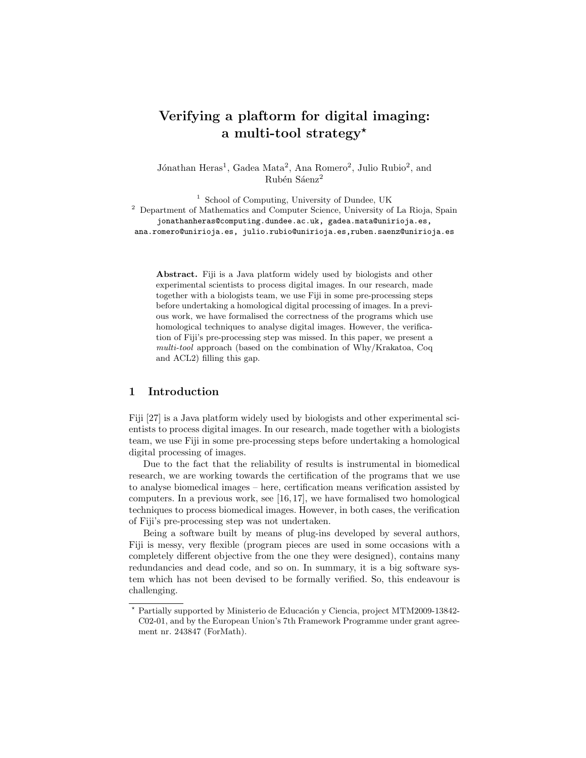# Verifying a plaftorm for digital imaging: a multi-tool strategy*

Jónathan Heras[1], Gadea Mata[2], Ana Romero[2], Julio Rubio[2], and Rubén Sáenz[2]

[1] School of Computing, University of Dundee, UK
[2] Department of Mathematics and Computer Science, University of La Rioja, Spain
jonathanheras@computing.dundee.ac.uk, gadea.mata@unirioja.es, ana.romero@unirioja.es, julio.rubio@unirioja.es,ruben.saenz@unirioja.es

**Abstract.** Fiji is a Java platform widely used by biologists and other experimental scientists to process digital images. In our research, made together with a biologists team, we use Fiji in some pre-processing steps before undertaking a homological digital processing of images. In a previous work, we have formalised the correctness of the programs which use homological techniques to analyse digital images. However, the verification of Fiji's pre-processing step was missed. In this paper, we present a *multi-tool* approach (based on the combination of Why/Krakatoa, Coq and ACL2) filling this gap.

## 1 Introduction

Fiji [27] is a Java platform widely used by biologists and other experimental scientists to process digital images. In our research, made together with a biologists team, we use Fiji in some pre-processing steps before undertaking a homological digital processing of images.

Due to the fact that the reliability of results is instrumental in biomedical research, we are working towards the certification of the programs that we use to analyse biomedical images – here, certification means verification assisted by computers. In a previous work, see [16, 17], we have formalised two homological techniques to process biomedical images. However, in both cases, the verification of Fiji's pre-processing step was not undertaken.

Being a software built by means of plug-ins developed by several authors, Fiji is messy, very flexible (program pieces are used in some occasions with a completely different objective from the one they were designed), contains many redundancies and dead code, and so on. In summary, it is a big software system which has not been devised to be formally verified. So, this endeavour is challenging.

* Partially supported by Ministerio de Educación y Ciencia, project MTM2009-13842-C02-01, and by the European Union's 7th Framework Programme under grant agreement nr. 243847 (ForMath).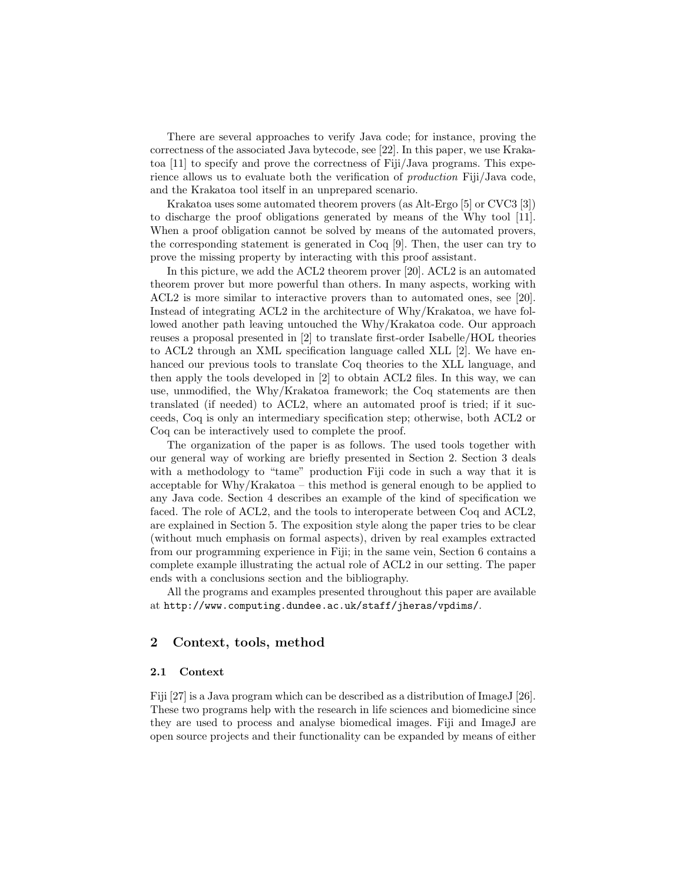There are several approaches to verify Java code; for instance, proving the correctness of the associated Java bytecode, see [22]. In this paper, we use Krakatoa [11] to specify and prove the correctness of Fiji/Java programs. This experience allows us to evaluate both the verification of *production* Fiji/Java code, and the Krakatoa tool itself in an unprepared scenario.

Krakatoa uses some automated theorem provers (as Alt-Ergo [5] or CVC3 [3]) to discharge the proof obligations generated by means of the Why tool [11]. When a proof obligation cannot be solved by means of the automated provers, the corresponding statement is generated in Coq [9]. Then, the user can try to prove the missing property by interacting with this proof assistant.

In this picture, we add the ACL2 theorem prover [20]. ACL2 is an automated theorem prover but more powerful than others. In many aspects, working with ACL2 is more similar to interactive provers than to automated ones, see [20]. Instead of integrating ACL2 in the architecture of Why/Krakatoa, we have followed another path leaving untouched the Why/Krakatoa code. Our approach reuses a proposal presented in [2] to translate first-order Isabelle/HOL theories to ACL2 through an XML specification language called XLL [2]. We have enhanced our previous tools to translate Coq theories to the XLL language, and then apply the tools developed in [2] to obtain ACL2 files. In this way, we can use, unmodified, the Why/Krakatoa framework; the Coq statements are then translated (if needed) to ACL2, where an automated proof is tried; if it succeeds, Coq is only an intermediary specification step; otherwise, both ACL2 or Coq can be interactively used to complete the proof.

The organization of the paper is as follows. The used tools together with our general way of working are briefly presented in Section 2. Section 3 deals with a methodology to "tame" production Fiji code in such a way that it is acceptable for Why/Krakatoa – this method is general enough to be applied to any Java code. Section 4 describes an example of the kind of specification we faced. The role of ACL2, and the tools to interoperate between Coq and ACL2, are explained in Section 5. The exposition style along the paper tries to be clear (without much emphasis on formal aspects), driven by real examples extracted from our programming experience in Fiji; in the same vein, Section 6 contains a complete example illustrating the actual role of ACL2 in our setting. The paper ends with a conclusions section and the bibliography.

All the programs and examples presented throughout this paper are available at `http://www.computing.dundee.ac.uk/staff/jheras/vpdims/`.

## 2 Context, tools, method

### 2.1 Context

Fiji [27] is a Java program which can be described as a distribution of ImageJ [26]. These two programs help with the research in life sciences and biomedicine since they are used to process and analyse biomedical images. Fiji and ImageJ are open source projects and their functionality can be expanded by means of either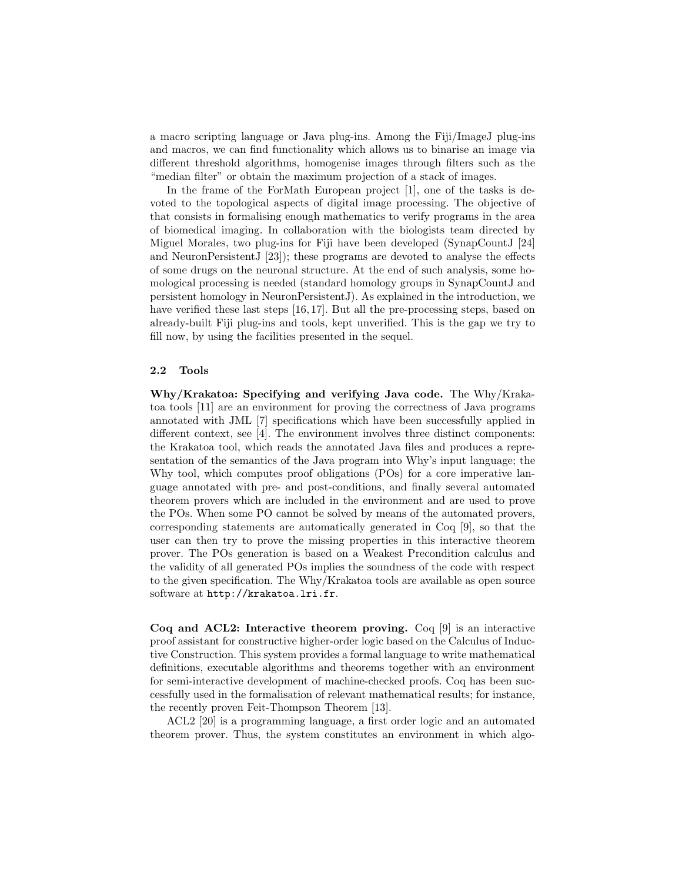a macro scripting language or Java plug-ins. Among the Fiji/ImageJ plug-ins and macros, we can find functionality which allows us to binarise an image via different threshold algorithms, homogenise images through filters such as the "median filter" or obtain the maximum projection of a stack of images.

In the frame of the ForMath European project [1], one of the tasks is devoted to the topological aspects of digital image processing. The objective of that consists in formalising enough mathematics to verify programs in the area of biomedical imaging. In collaboration with the biologists team directed by Miguel Morales, two plug-ins for Fiji have been developed (SynapCountJ [24] and NeuronPersistentJ [23]); these programs are devoted to analyse the effects of some drugs on the neuronal structure. At the end of such analysis, some homological processing is needed (standard homology groups in SynapCountJ and persistent homology in NeuronPersistentJ). As explained in the introduction, we have verified these last steps [16, 17]. But all the pre-processing steps, based on already-built Fiji plug-ins and tools, kept unverified. This is the gap we try to fill now, by using the facilities presented in the sequel.

### 2.2 Tools

**Why/Krakatoa: Specifying and verifying Java code.** The Why/Krakatoa tools [11] are an environment for proving the correctness of Java programs annotated with JML [7] specifications which have been successfully applied in different context, see [4]. The environment involves three distinct components: the Krakatoa tool, which reads the annotated Java files and produces a representation of the semantics of the Java program into Why's input language; the Why tool, which computes proof obligations (POs) for a core imperative language annotated with pre- and post-conditions, and finally several automated theorem provers which are included in the environment and are used to prove the POs. When some PO cannot be solved by means of the automated provers, corresponding statements are automatically generated in Coq [9], so that the user can then try to prove the missing properties in this interactive theorem prover. The POs generation is based on a Weakest Precondition calculus and the validity of all generated POs implies the soundness of the code with respect to the given specification. The Why/Krakatoa tools are available as open source software at `http://krakatoa.lri.fr`.

**Coq and ACL2: Interactive theorem proving.** Coq [9] is an interactive proof assistant for constructive higher-order logic based on the Calculus of Inductive Construction. This system provides a formal language to write mathematical definitions, executable algorithms and theorems together with an environment for semi-interactive development of machine-checked proofs. Coq has been successfully used in the formalisation of relevant mathematical results; for instance, the recently proven Feit-Thompson Theorem [13].

ACL2 [20] is a programming language, a first order logic and an automated theorem prover. Thus, the system constitutes an environment in which algo-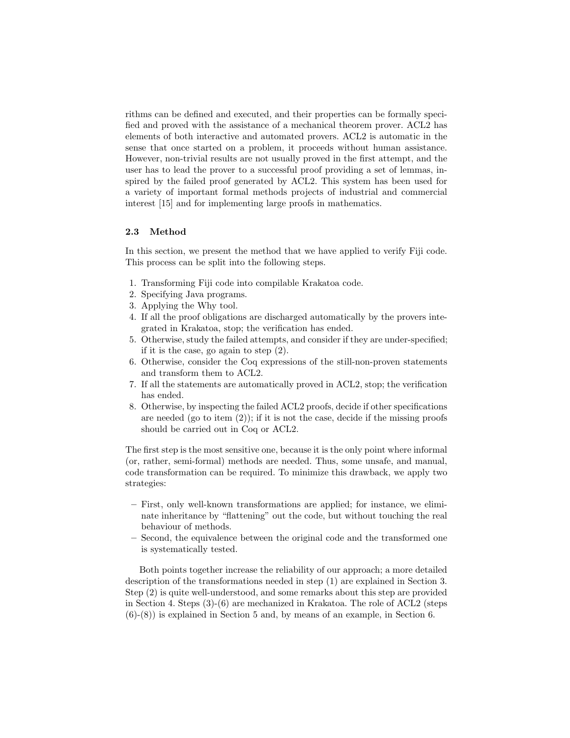rithms can be defined and executed, and their properties can be formally specified and proved with the assistance of a mechanical theorem prover. ACL2 has elements of both interactive and automated provers. ACL2 is automatic in the sense that once started on a problem, it proceeds without human assistance. However, non-trivial results are not usually proved in the first attempt, and the user has to lead the prover to a successful proof providing a set of lemmas, inspired by the failed proof generated by ACL2. This system has been used for a variety of important formal methods projects of industrial and commercial interest [15] and for implementing large proofs in mathematics.

### 2.3 Method

In this section, we present the method that we have applied to verify Fiji code. This process can be split into the following steps.

1. Transforming Fiji code into compilable Krakatoa code.
2. Specifying Java programs.
3. Applying the Why tool.
4. If all the proof obligations are discharged automatically by the provers integrated in Krakatoa, stop; the verification has ended.
5. Otherwise, study the failed attempts, and consider if they are under-specified; if it is the case, go again to step (2).
6. Otherwise, consider the Coq expressions of the still-non-proven statements and transform them to ACL2.
7. If all the statements are automatically proved in ACL2, stop; the verification has ended.
8. Otherwise, by inspecting the failed ACL2 proofs, decide if other specifications are needed (go to item (2)); if it is not the case, decide if the missing proofs should be carried out in Coq or ACL2.

The first step is the most sensitive one, because it is the only point where informal (or, rather, semi-formal) methods are needed. Thus, some unsafe, and manual, code transformation can be required. To minimize this drawback, we apply two strategies:

- First, only well-known transformations are applied; for instance, we eliminate inheritance by "flattening" out the code, but without touching the real behaviour of methods.
- Second, the equivalence between the original code and the transformed one is systematically tested.

Both points together increase the reliability of our approach; a more detailed description of the transformations needed in step (1) are explained in Section 3. Step (2) is quite well-understood, and some remarks about this step are provided in Section 4. Steps (3)-(6) are mechanized in Krakatoa. The role of ACL2 (steps (6)-(8)) is explained in Section 5 and, by means of an example, in Section 6.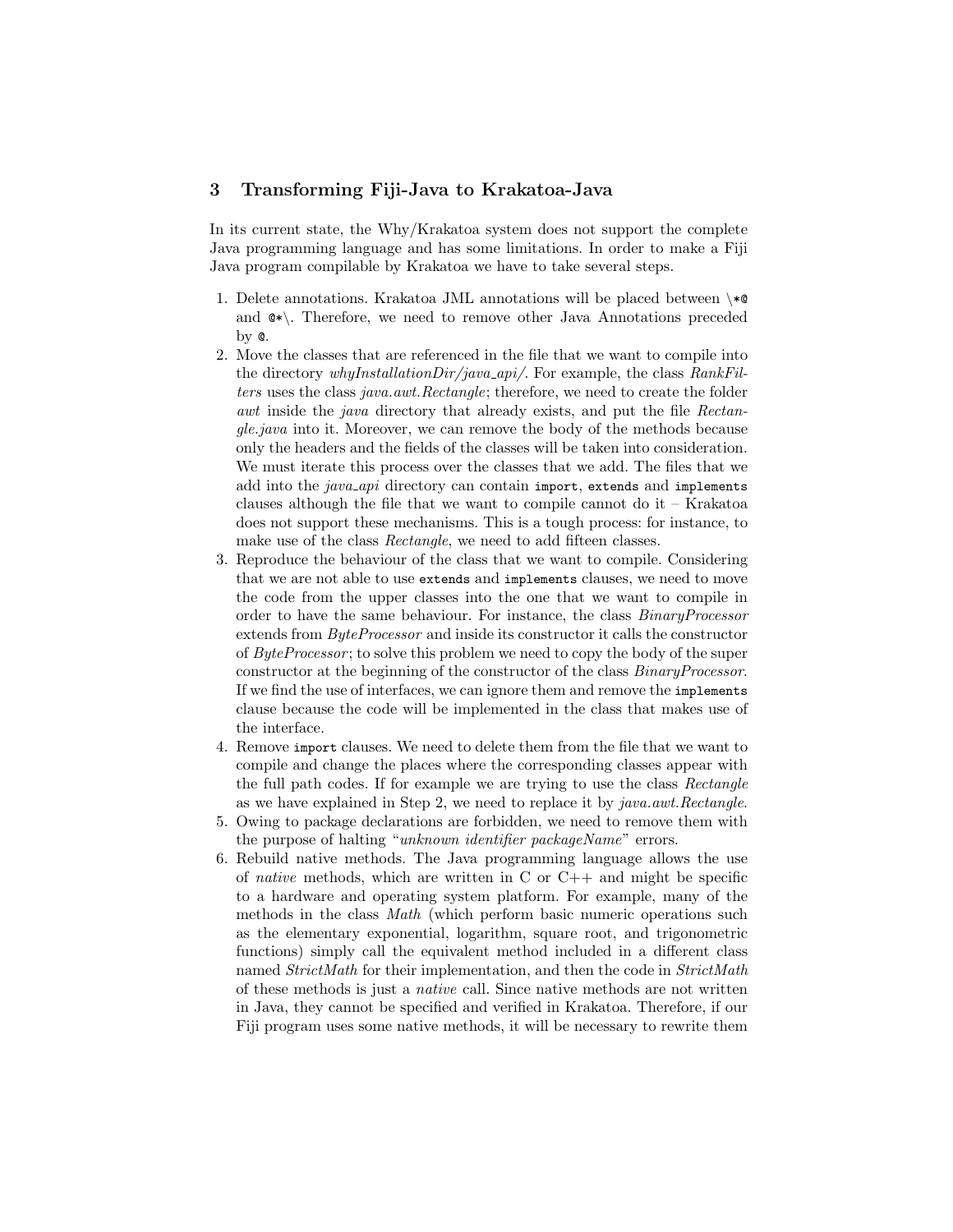## 3 Transforming Fiji-Java to Krakatoa-Java

In its current state, the Why/Krakatoa system does not support the complete Java programming language and has some limitations. In order to make a Fiji Java program compilable by Krakatoa we have to take several steps.

1. Delete annotations. Krakatoa JML annotations will be placed between `\*@` and `@*\`. Therefore, we need to remove other Java Annotations preceded by `@`.
2. Move the classes that are referenced in the file that we want to compile into the directory *whyInstallationDir/java_api/*. For example, the class *RankFilters* uses the class *java.awt.Rectangle*; therefore, we need to create the folder *awt* inside the *java* directory that already exists, and put the file *Rectangle.java* into it. Moreover, we can remove the body of the methods because only the headers and the fields of the classes will be taken into consideration. We must iterate this process over the classes that we add. The files that we add into the *java_api* directory can contain `import`, `extends` and `implements` clauses although the file that we want to compile cannot do it – Krakatoa does not support these mechanisms. This is a tough process: for instance, to make use of the class *Rectangle*, we need to add fifteen classes.
3. Reproduce the behaviour of the class that we want to compile. Considering that we are not able to use `extends` and `implements` clauses, we need to move the code from the upper classes into the one that we want to compile in order to have the same behaviour. For instance, the class *BinaryProcessor* extends from *ByteProcessor* and inside its constructor it calls the constructor of *ByteProcessor*; to solve this problem we need to copy the body of the super constructor at the beginning of the constructor of the class *BinaryProcessor*. If we find the use of interfaces, we can ignore them and remove the `implements` clause because the code will be implemented in the class that makes use of the interface.
4. Remove `import` clauses. We need to delete them from the file that we want to compile and change the places where the corresponding classes appear with the full path codes. If for example we are trying to use the class *Rectangle* as we have explained in Step 2, we need to replace it by *java.awt.Rectangle*.
5. Owing to package declarations are forbidden, we need to remove them with the purpose of halting "*unknown identifier packageName*" errors.
6. Rebuild native methods. The Java programming language allows the use of *native* methods, which are written in C or C++ and might be specific to a hardware and operating system platform. For example, many of the methods in the class *Math* (which perform basic numeric operations such as the elementary exponential, logarithm, square root, and trigonometric functions) simply call the equivalent method included in a different class named *StrictMath* for their implementation, and then the code in *StrictMath* of these methods is just a *native* call. Since native methods are not written in Java, they cannot be specified and verified in Krakatoa. Therefore, if our Fiji program uses some native methods, it will be necessary to rewrite them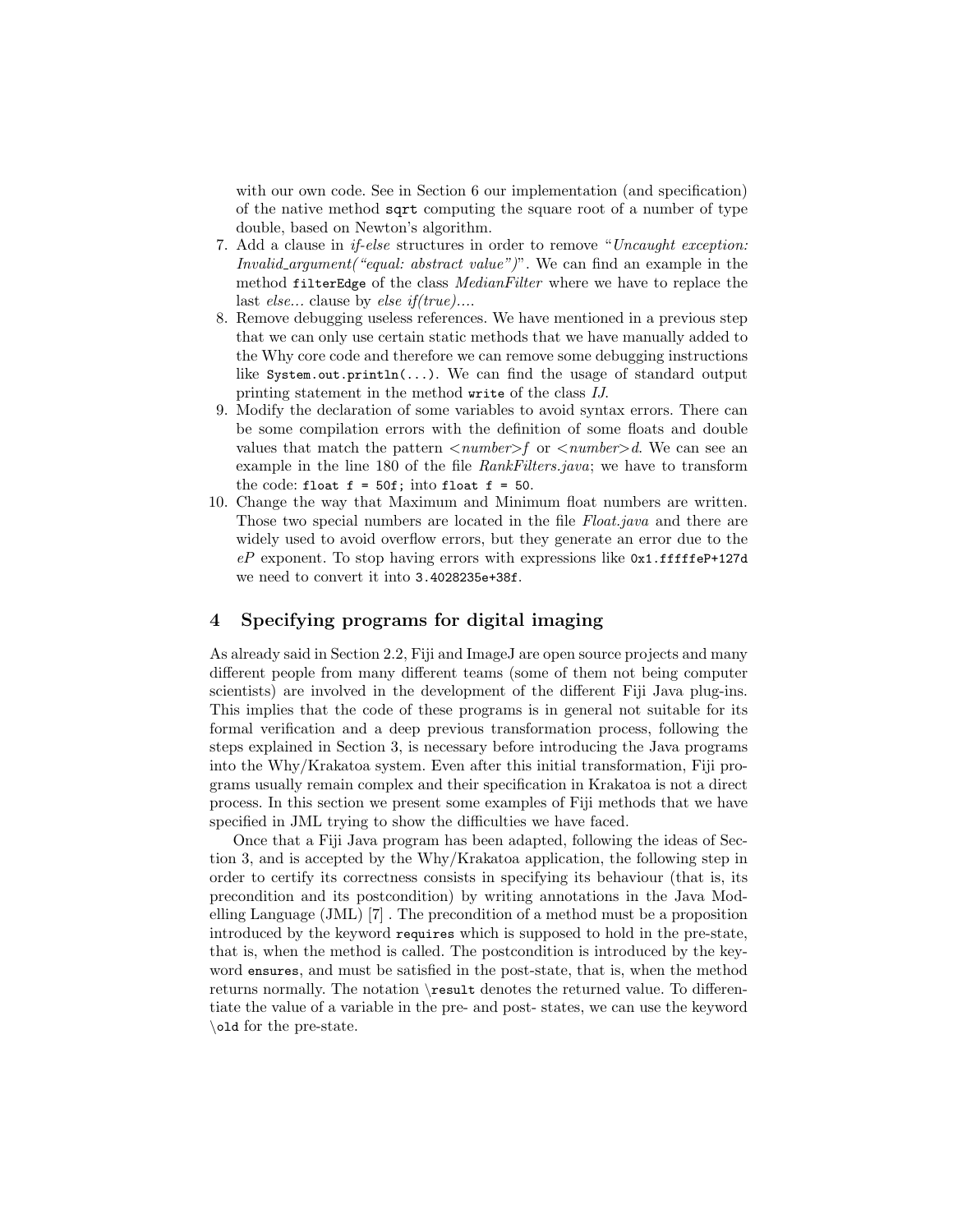with our own code. See in Section 6 our implementation (and specification) of the native method `sqrt` computing the square root of a number of type double, based on Newton's algorithm.

7. Add a clause in *if-else* structures in order to remove "*Uncaught exception: Invalid_argument("equal: abstract value")*". We can find an example in the method `filterEdge` of the class *MedianFilter* where we have to replace the last *else...* clause by *else if(true)...*.
8. Remove debugging useless references. We have mentioned in a previous step that we can only use certain static methods that we have manually added to the Why core code and therefore we can remove some debugging instructions like `System.out.println(...)`. We can find the usage of standard output printing statement in the method `write` of the class *IJ*.
9. Modify the declaration of some variables to avoid syntax errors. There can be some compilation errors with the definition of some floats and double values that match the pattern *<number>f* or *<number>d*. We can see an example in the line 180 of the file *RankFilters.java*; we have to transform the code: `float f = 50f;` into `float f = 50`.
10. Change the way that Maximum and Minimum float numbers are written. Those two special numbers are located in the file *Float.java* and there are widely used to avoid overflow errors, but they generate an error due to the *eP* exponent. To stop having errors with expressions like `0x1.fffffeP+127d` we need to convert it into `3.4028235e+38f`.

## 4 Specifying programs for digital imaging

As already said in Section 2.2, Fiji and ImageJ are open source projects and many different people from many different teams (some of them not being computer scientists) are involved in the development of the different Fiji Java plug-ins. This implies that the code of these programs is in general not suitable for its formal verification and a deep previous transformation process, following the steps explained in Section 3, is necessary before introducing the Java programs into the Why/Krakatoa system. Even after this initial transformation, Fiji programs usually remain complex and their specification in Krakatoa is not a direct process. In this section we present some examples of Fiji methods that we have specified in JML trying to show the difficulties we have faced.

Once that a Fiji Java program has been adapted, following the ideas of Section 3, and is accepted by the Why/Krakatoa application, the following step in order to certify its correctness consists in specifying its behaviour (that is, its precondition and its postcondition) by writing annotations in the Java Modelling Language (JML) [7] . The precondition of a method must be a proposition introduced by the keyword `requires` which is supposed to hold in the pre-state, that is, when the method is called. The postcondition is introduced by the keyword `ensures`, and must be satisfied in the post-state, that is, when the method returns normally. The notation `\result` denotes the returned value. To differentiate the value of a variable in the pre- and post- states, we can use the keyword `\old` for the pre-state.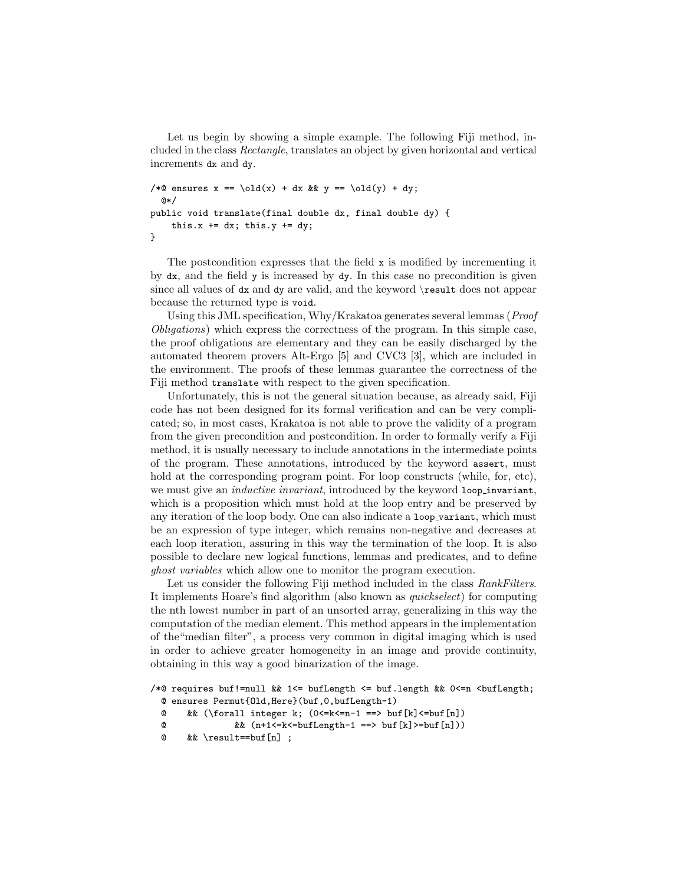Let us begin by showing a simple example. The following Fiji method, included in the class *Rectangle*, translates an object by given horizontal and vertical increments `dx` and `dy`.

```
/*@ ensures x == \old(x) + dx && y == \old(y) + dy;
  @*/
public void translate(final double dx, final double dy) {
    this.x += dx; this.y += dy;
}
```

The postcondition expresses that the field `x` is modified by incrementing it by `dx`, and the field `y` is increased by `dy`. In this case no precondition is given since all values of `dx` and `dy` are valid, and the keyword `\result` does not appear because the returned type is `void`.

Using this JML specification, Why/Krakatoa generates several lemmas (*Proof Obligations*) which express the correctness of the program. In this simple case, the proof obligations are elementary and they can be easily discharged by the automated theorem provers Alt-Ergo [5] and CVC3 [3], which are included in the environment. The proofs of these lemmas guarantee the correctness of the Fiji method `translate` with respect to the given specification.

Unfortunately, this is not the general situation because, as already said, Fiji code has not been designed for its formal verification and can be very complicated; so, in most cases, Krakatoa is not able to prove the validity of a program from the given precondition and postcondition. In order to formally verify a Fiji method, it is usually necessary to include annotations in the intermediate points of the program. These annotations, introduced by the keyword `assert`, must hold at the corresponding program point. For loop constructs (while, for, etc), we must give an *inductive invariant*, introduced by the keyword `loop_invariant`, which is a proposition which must hold at the loop entry and be preserved by any iteration of the loop body. One can also indicate a `loop_variant`, which must be an expression of type integer, which remains non-negative and decreases at each loop iteration, assuring in this way the termination of the loop. It is also possible to declare new logical functions, lemmas and predicates, and to define *ghost variables* which allow one to monitor the program execution.

Let us consider the following Fiji method included in the class *RankFilters*. It implements Hoare's find algorithm (also known as *quickselect*) for computing the nth lowest number in part of an unsorted array, generalizing in this way the computation of the median element. This method appears in the implementation of the"median filter", a process very common in digital imaging which is used in order to achieve greater homogeneity in an image and provide continuity, obtaining in this way a good binarization of the image.

```
/*@ requires buf!=null && 1<= bufLength <= buf.length && 0<=n <bufLength;
  @ ensures Permut{Old,Here}(buf,0,bufLength-1)
  @    && (\forall integer k; (0<=k<=n-1 ==> buf[k]<=buf[n])
  @             && (n+1<=k<=bufLength-1 ==> buf[k]>=buf[n]))
  @    && \result==buf[n] ;
```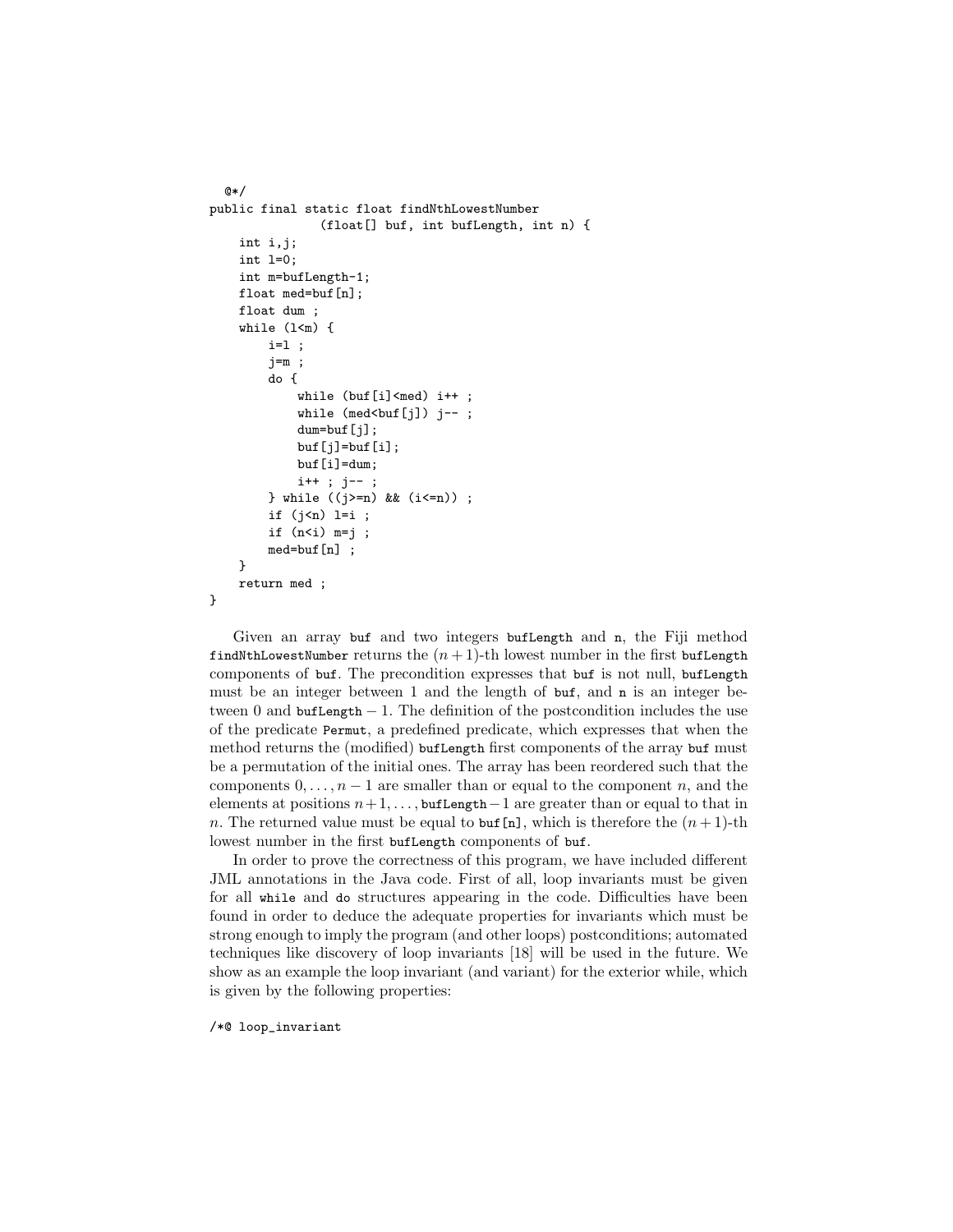```
  @*/
public final static float findNthLowestNumber
               (float[] buf, int bufLength, int n) {
    int i,j;
    int l=0;
    int m=bufLength-1;
    float med=buf[n];
    float dum ;
    while (l<m) {
        i=l ;
        j=m ;
        do {
            while (buf[i]<med) i++ ;
            while (med<buf[j]) j-- ;
            dum=buf[j];
            buf[j]=buf[i];
            buf[i]=dum;
            i++ ; j-- ;
        } while ((j>=n) && (i<=n)) ;
        if (j<n) l=i ;
        if (n<i) m=j ;
        med=buf[n] ;
    }
    return med ;
}
```

Given an array `buf` and two integers `bufLength` and `n`, the Fiji method `findNthLowestNumber` returns the $(n+1)$-th lowest number in the first `bufLength` components of `buf`. The precondition expresses that `buf` is not null, `bufLength` must be an integer between 1 and the length of `buf`, and `n` is an integer between 0 and $\texttt{bufLength} - 1$. The definition of the postcondition includes the use of the predicate `Permut`, a predefined predicate, which expresses that when the method returns the (modified) `bufLength` first components of the array `buf` must be a permutation of the initial ones. The array has been reordered such that the components $0, \ldots, n-1$ are smaller than or equal to the component $n$, and the elements at positions $n+1, \ldots, \texttt{bufLength}-1$ are greater than or equal to that in $n$. The returned value must be equal to `buf[n]`, which is therefore the $(n+1)$-th lowest number in the first `bufLength` components of `buf`.

In order to prove the correctness of this program, we have included different JML annotations in the Java code. First of all, loop invariants must be given for all `while` and `do` structures appearing in the code. Difficulties have been found in order to deduce the adequate properties for invariants which must be strong enough to imply the program (and other loops) postconditions; automated techniques like discovery of loop invariants [18] will be used in the future. We show as an example the loop invariant (and variant) for the exterior while, which is given by the following properties:

```
/*@ loop_invariant
```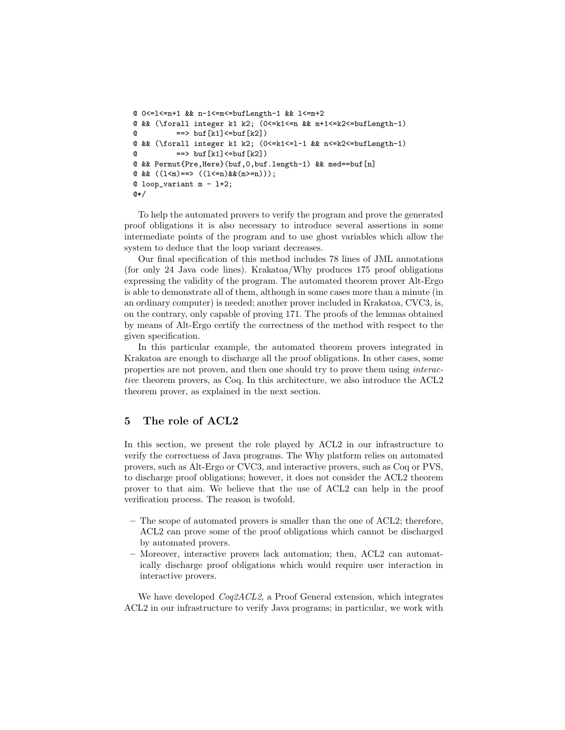```
@ 0<=l<=n+1 && n-1<=m<=bufLength-1 && l<=m+2
@ && (\forall integer k1 k2; (0<=k1<=n && m+1<=k2<=bufLength-1)
@          ==> buf[k1]<=buf[k2])
@ && (\forall integer k1 k2; (0<=k1<=l-1 && n<=k2<=bufLength-1)
@          ==> buf[k1]<=buf[k2])
@ && Permut{Pre,Here}(buf,0,buf.length-1) && med==buf[n]
@ && ((l<m)==> ((l<=n)&&(m>=n)));
@ loop_variant m - l+2;
@*/
```

To help the automated provers to verify the program and prove the generated proof obligations it is also necessary to introduce several assertions in some intermediate points of the program and to use ghost variables which allow the system to deduce that the loop variant decreases.

Our final specification of this method includes 78 lines of JML annotations (for only 24 Java code lines). Krakatoa/Why produces 175 proof obligations expressing the validity of the program. The automated theorem prover Alt-Ergo is able to demonstrate all of them, although in some cases more than a minute (in an ordinary computer) is needed; another prover included in Krakatoa, CVC3, is, on the contrary, only capable of proving 171. The proofs of the lemmas obtained by means of Alt-Ergo certify the correctness of the method with respect to the given specification.

In this particular example, the automated theorem provers integrated in Krakatoa are enough to discharge all the proof obligations. In other cases, some properties are not proven, and then one should try to prove them using *interactive* theorem provers, as Coq. In this architecture, we also introduce the ACL2 theorem prover, as explained in the next section.

## 5 The role of ACL2

In this section, we present the role played by ACL2 in our infrastructure to verify the correctness of Java programs. The Why platform relies on automated provers, such as Alt-Ergo or CVC3, and interactive provers, such as Coq or PVS, to discharge proof obligations; however, it does not consider the ACL2 theorem prover to that aim. We believe that the use of ACL2 can help in the proof verification process. The reason is twofold.

- The scope of automated provers is smaller than the one of ACL2; therefore, ACL2 can prove some of the proof obligations which cannot be discharged by automated provers.
- Moreover, interactive provers lack automation; then, ACL2 can automatically discharge proof obligations which would require user interaction in interactive provers.

We have developed *Coq2ACL2*, a Proof General extension, which integrates ACL2 in our infrastructure to verify Java programs; in particular, we work with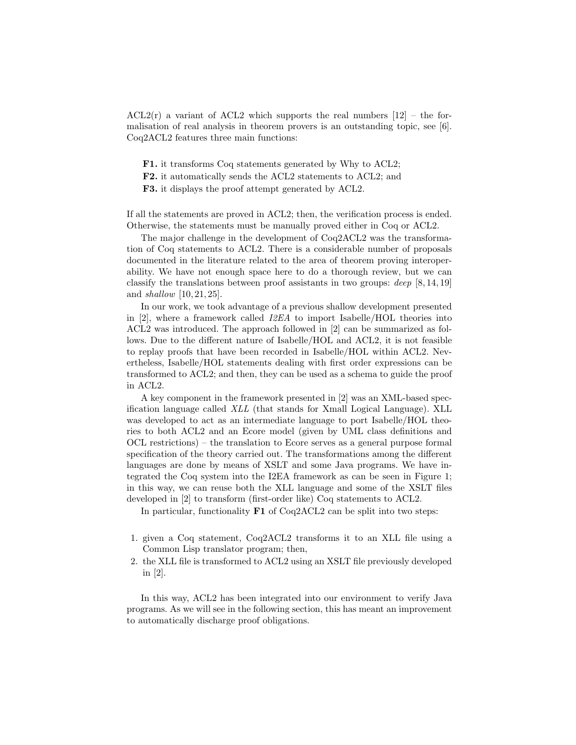ACL2(r) a variant of ACL2 which supports the real numbers [12] – the formalisation of real analysis in theorem provers is an outstanding topic, see [6]. Coq2ACL2 features three main functions:

**F1.** it transforms Coq statements generated by Why to ACL2;
**F2.** it automatically sends the ACL2 statements to ACL2; and
**F3.** it displays the proof attempt generated by ACL2.

If all the statements are proved in ACL2; then, the verification process is ended. Otherwise, the statements must be manually proved either in Coq or ACL2.

The major challenge in the development of Coq2ACL2 was the transformation of Coq statements to ACL2. There is a considerable number of proposals documented in the literature related to the area of theorem proving interoperability. We have not enough space here to do a thorough review, but we can classify the translations between proof assistants in two groups: *deep* [8, 14, 19] and *shallow* [10, 21, 25].

In our work, we took advantage of a previous shallow development presented in [2], where a framework called *I2EA* to import Isabelle/HOL theories into ACL2 was introduced. The approach followed in [2] can be summarized as follows. Due to the different nature of Isabelle/HOL and ACL2, it is not feasible to replay proofs that have been recorded in Isabelle/HOL within ACL2. Nevertheless, Isabelle/HOL statements dealing with first order expressions can be transformed to ACL2; and then, they can be used as a schema to guide the proof in ACL2.

A key component in the framework presented in [2] was an XML-based specification language called *XLL* (that stands for Xmall Logical Language). XLL was developed to act as an intermediate language to port Isabelle/HOL theories to both ACL2 and an Ecore model (given by UML class definitions and OCL restrictions) – the translation to Ecore serves as a general purpose formal specification of the theory carried out. The transformations among the different languages are done by means of XSLT and some Java programs. We have integrated the Coq system into the I2EA framework as can be seen in Figure 1; in this way, we can reuse both the XLL language and some of the XSLT files developed in [2] to transform (first-order like) Coq statements to ACL2.

In particular, functionality **F1** of Coq2ACL2 can be split into two steps:

1. given a Coq statement, Coq2ACL2 transforms it to an XLL file using a Common Lisp translator program; then,
2. the XLL file is transformed to ACL2 using an XSLT file previously developed in [2].

In this way, ACL2 has been integrated into our environment to verify Java programs. As we will see in the following section, this has meant an improvement to automatically discharge proof obligations.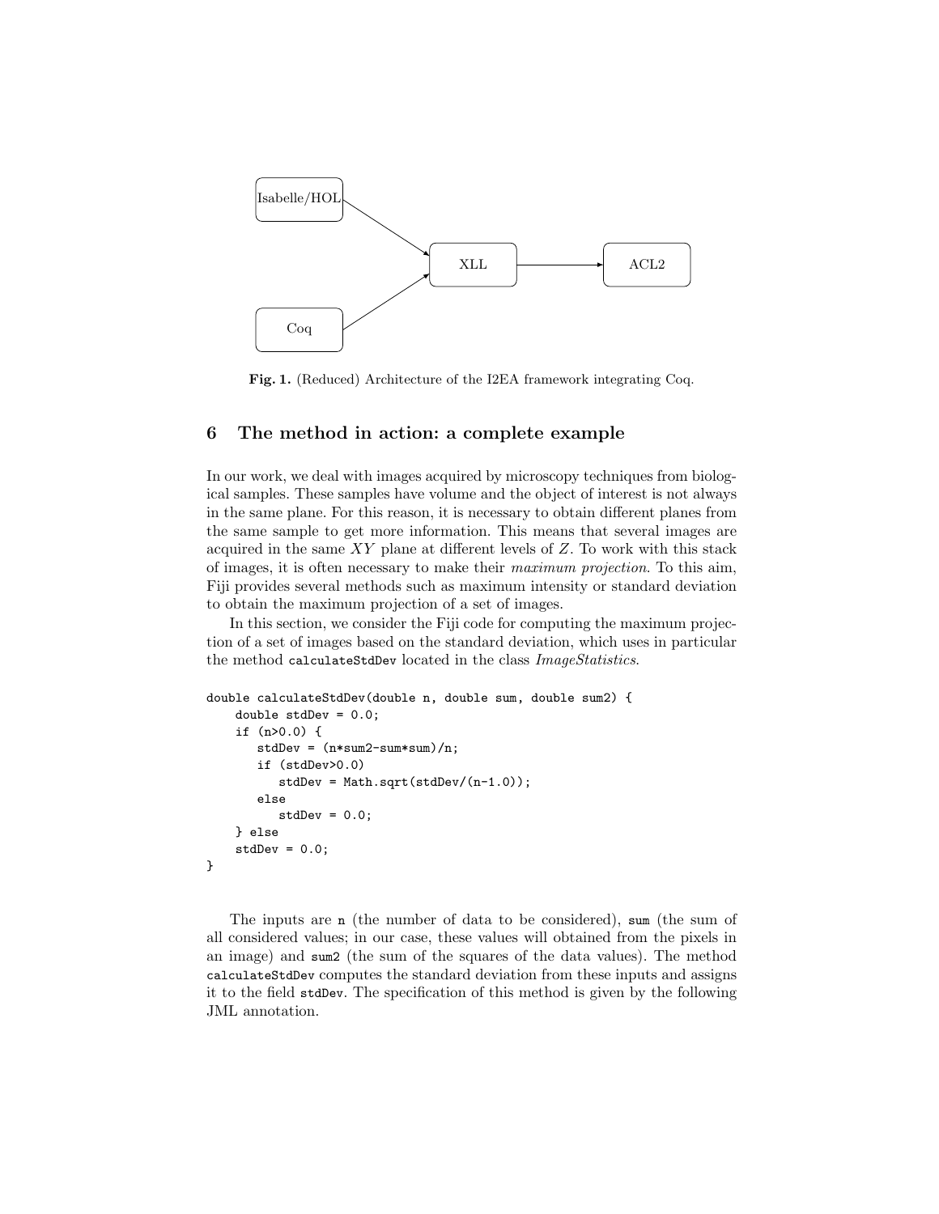**Fig. 1.** (Reduced) Architecture of the I2EA framework integrating Coq.

## 6 The method in action: a complete example

In our work, we deal with images acquired by microscopy techniques from biological samples. These samples have volume and the object of interest is not always in the same plane. For this reason, it is necessary to obtain different planes from the same sample to get more information. This means that several images are acquired in the same $XY$ plane at different levels of $Z$. To work with this stack of images, it is often necessary to make their *maximum projection*. To this aim, Fiji provides several methods such as maximum intensity or standard deviation to obtain the maximum projection of a set of images.

In this section, we consider the Fiji code for computing the maximum projection of a set of images based on the standard deviation, which uses in particular the method `calculateStdDev` located in the class *ImageStatistics*.

```
double calculateStdDev(double n, double sum, double sum2) {
    double stdDev = 0.0;
    if (n>0.0) {
       stdDev = (n*sum2-sum*sum)/n;
       if (stdDev>0.0)
          stdDev = Math.sqrt(stdDev/(n-1.0));
       else
          stdDev = 0.0;
    } else
    stdDev = 0.0;
}
```

The inputs are `n` (the number of data to be considered), `sum` (the sum of all considered values; in our case, these values will obtained from the pixels in an image) and `sum2` (the sum of the squares of the data values). The method `calculateStdDev` computes the standard deviation from these inputs and assigns it to the field `stdDev`. The specification of this method is given by the following JML annotation.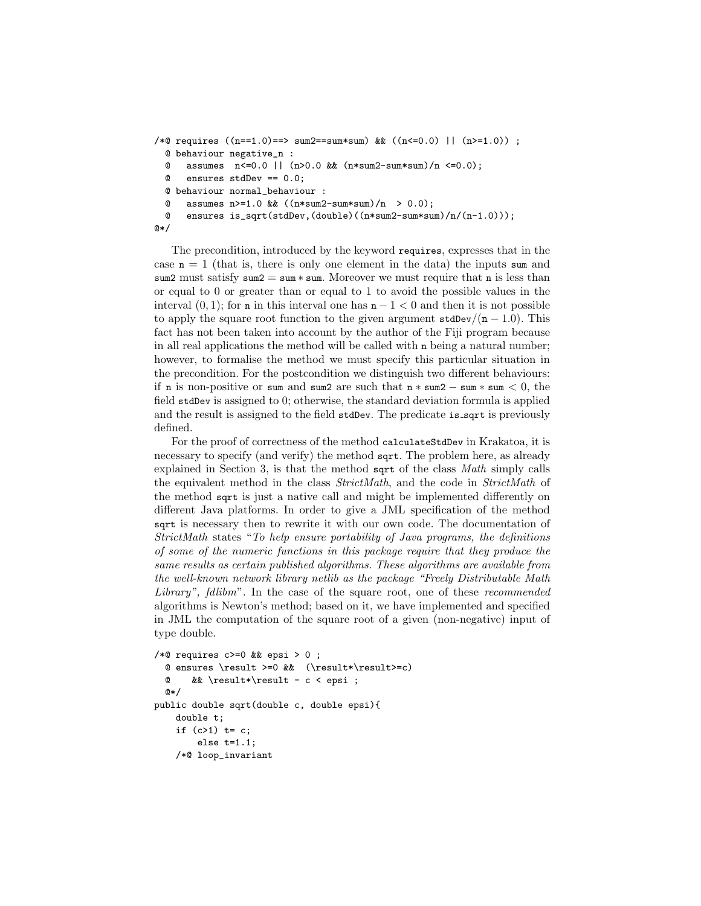```
/*@ requires ((n==1.0)==> sum2==sum*sum) && ((n<=0.0) || (n>=1.0)) ;
  @ behaviour negative_n :
  @   assumes  n<=0.0 || (n>0.0 && (n*sum2-sum*sum)/n <=0.0);
  @   ensures stdDev == 0.0;
  @ behaviour normal_behaviour :
  @   assumes n>=1.0 && ((n*sum2-sum*sum)/n  > 0.0);
  @   ensures is_sqrt(stdDev,(double)((n*sum2-sum*sum)/n/(n-1.0)));
@*/
```

The precondition, introduced by the keyword `requires`, expresses that in the case $\mathtt{n} = 1$ (that is, there is only one element in the data) the inputs `sum` and `sum2` must satisfy $\mathtt{sum2} = \mathtt{sum} * \mathtt{sum}$. Moreover we must require that `n` is less than or equal to 0 or greater than or equal to 1 to avoid the possible values in the interval $(0, 1)$; for `n` in this interval one has $\mathtt{n} - 1 < 0$ and then it is not possible to apply the square root function to the given argument $\mathtt{stdDev}/(\mathtt{n} - 1.0)$. This fact has not been taken into account by the author of the Fiji program because in all real applications the method will be called with `n` being a natural number; however, to formalise the method we must specify this particular situation in the precondition. For the postcondition we distinguish two different behaviours: if `n` is non-positive or `sum` and `sum2` are such that $\mathtt{n} * \mathtt{sum2} - \mathtt{sum} * \mathtt{sum} < 0$, the field `stdDev` is assigned to 0; otherwise, the standard deviation formula is applied and the result is assigned to the field `stdDev`. The predicate `is_sqrt` is previously defined.

For the proof of correctness of the method `calculateStdDev` in Krakatoa, it is necessary to specify (and verify) the method `sqrt`. The problem here, as already explained in Section 3, is that the method `sqrt` of the class *Math* simply calls the equivalent method in the class *StrictMath*, and the code in *StrictMath* of the method `sqrt` is just a native call and might be implemented differently on different Java platforms. In order to give a JML specification of the method `sqrt` is necessary then to rewrite it with our own code. The documentation of *StrictMath* states "*To help ensure portability of Java programs, the definitions of some of the numeric functions in this package require that they produce the same results as certain published algorithms. These algorithms are available from the well-known network library netlib as the package "Freely Distributable Math Library", fdlibm*". In the case of the square root, one of these *recommended* algorithms is Newton's method; based on it, we have implemented and specified in JML the computation of the square root of a given (non-negative) input of type double.

```
/*@ requires c>=0 && epsi > 0 ;
  @ ensures \result >=0 &&  (\result*\result>=c)
  @    && \result*\result - c < epsi ;
  @*/
public double sqrt(double c, double epsi){
    double t;
    if (c>1) t= c;
        else t=1.1;
    /*@ loop_invariant
```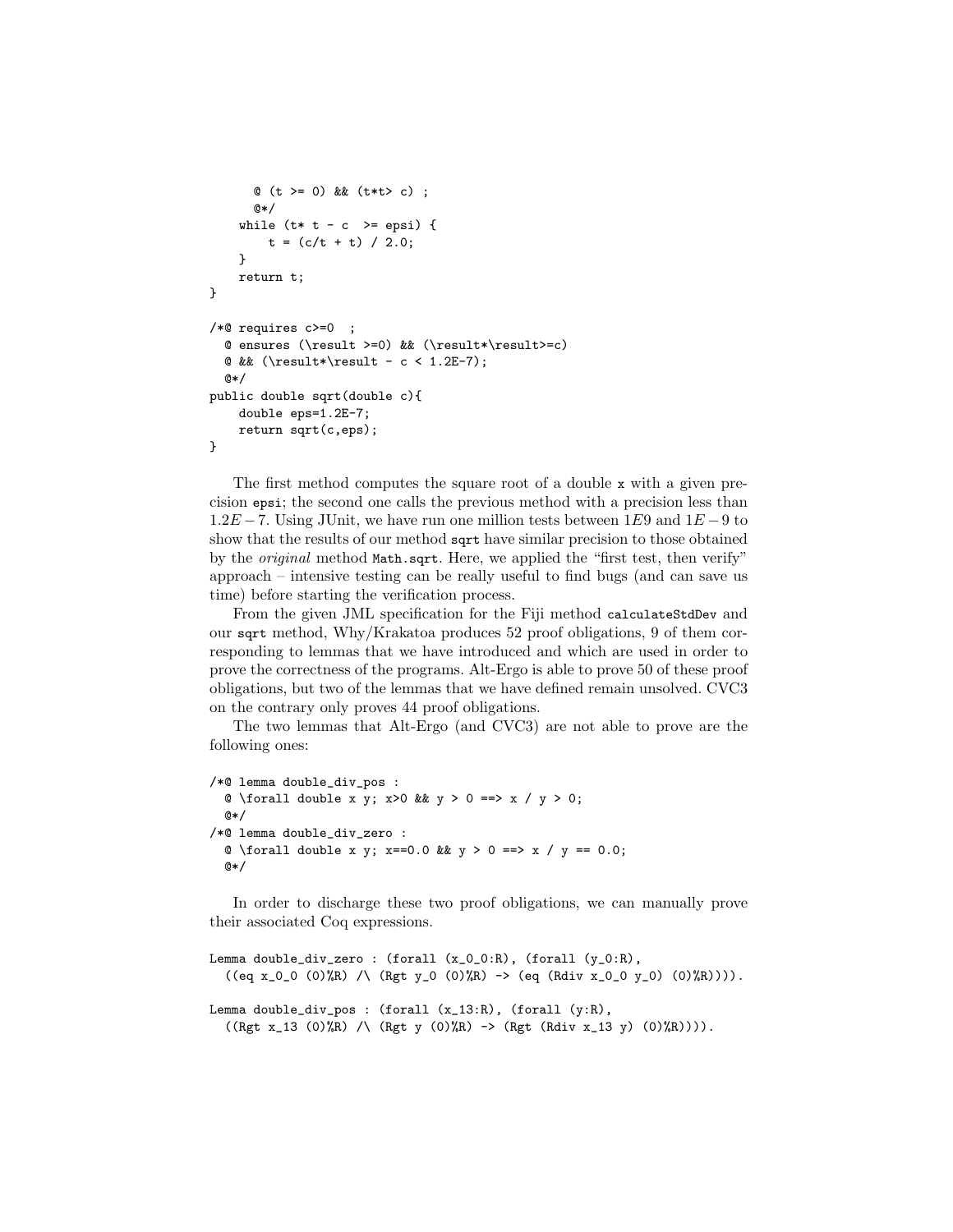```
      @ (t >= 0) && (t*t> c) ;
      @*/
    while (t* t - c  >= epsi) {
        t = (c/t + t) / 2.0;
    }
    return t;
}

/*@ requires c>=0  ;
  @ ensures (\result >=0) && (\result*\result>=c)
  @ && (\result*\result - c < 1.2E-7);
  @*/
public double sqrt(double c){
    double eps=1.2E-7;
    return sqrt(c,eps);
}
```

The first method computes the square root of a double `x` with a given precision `epsi`; the second one calls the previous method with a precision less than $1.2E-7$. Using JUnit, we have run one million tests between $1E9$ and $1E-9$ to show that the results of our method `sqrt` have similar precision to those obtained by the *original* method `Math.sqrt`. Here, we applied the "first test, then verify" approach – intensive testing can be really useful to find bugs (and can save us time) before starting the verification process.

From the given JML specification for the Fiji method `calculateStdDev` and our `sqrt` method, Why/Krakatoa produces 52 proof obligations, 9 of them corresponding to lemmas that we have introduced and which are used in order to prove the correctness of the programs. Alt-Ergo is able to prove 50 of these proof obligations, but two of the lemmas that we have defined remain unsolved. CVC3 on the contrary only proves 44 proof obligations.

The two lemmas that Alt-Ergo (and CVC3) are not able to prove are the following ones:

```
/*@ lemma double_div_pos :
  @ \forall double x y; x>0 && y > 0 ==> x / y > 0;
  @*/
/*@ lemma double_div_zero :
  @ \forall double x y; x==0.0 && y > 0 ==> x / y == 0.0;
  @*/
```

In order to discharge these two proof obligations, we can manually prove their associated Coq expressions.

```
Lemma double_div_zero : (forall (x_0_0:R), (forall (y_0:R),
  ((eq x_0_0 (0)%R) /\ (Rgt y_0 (0)%R) -> (eq (Rdiv x_0_0 y_0) (0)%R)))).

Lemma double_div_pos : (forall (x_13:R), (forall (y:R),
  ((Rgt x_13 (0)%R) /\ (Rgt y (0)%R) -> (Rgt (Rdiv x_13 y) (0)%R)))).
```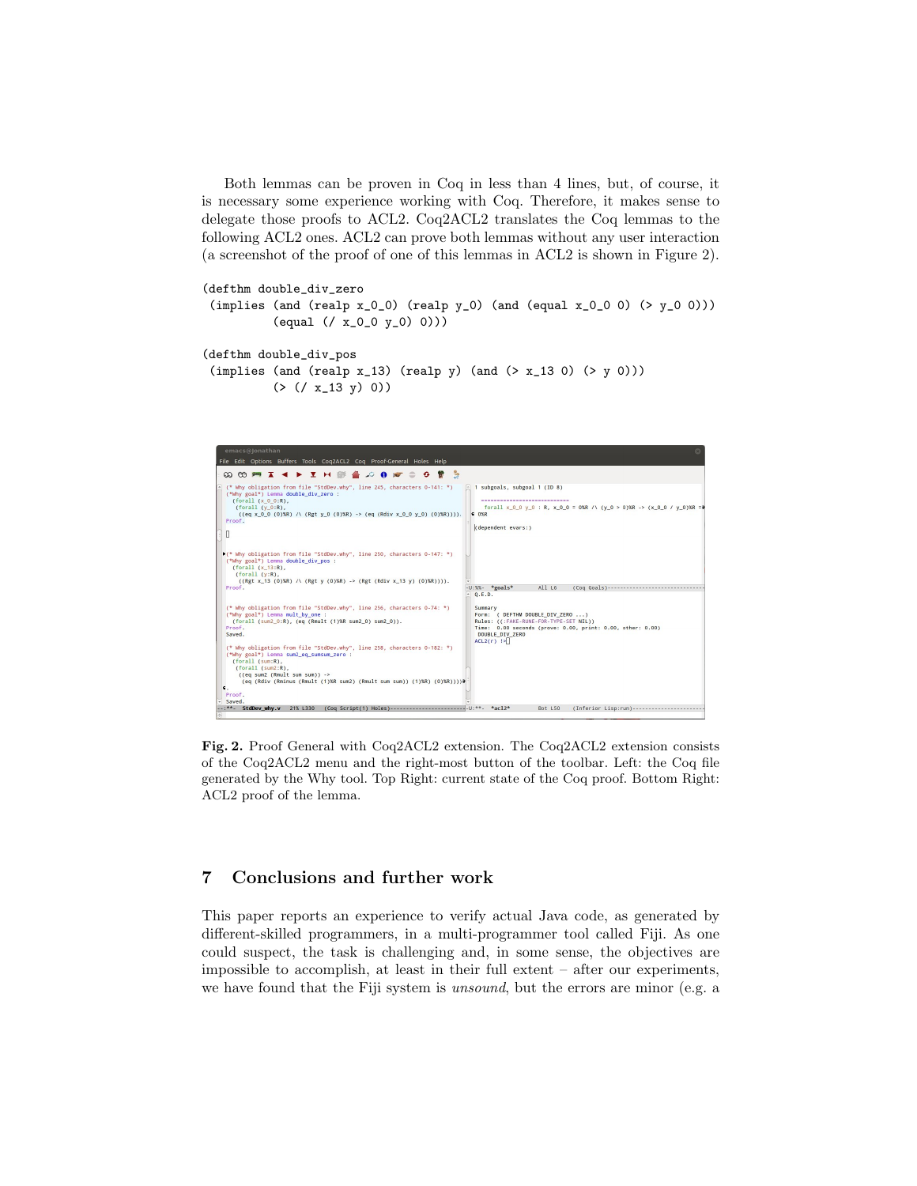Both lemmas can be proven in Coq in less than 4 lines, but, of course, it is necessary some experience working with Coq. Therefore, it makes sense to delegate those proofs to ACL2. Coq2ACL2 translates the Coq lemmas to the following ACL2 ones. ACL2 can prove both lemmas without any user interaction (a screenshot of the proof of one of this lemmas in ACL2 is shown in Figure 2).

```
(defthm double_div_zero
 (implies (and (realp x_0_0) (realp y_0) (and (equal x_0_0 0) (> y_0 0)))
          (equal (/ x_0_0 y_0) 0)))

(defthm double_div_pos
 (implies (and (realp x_13) (realp y) (and (> x_13 0) (> y 0)))
          (> (/ x_13 y) 0))
```

**Fig. 2.** Proof General with Coq2ACL2 extension. The Coq2ACL2 extension consists of the Coq2ACL2 menu and the right-most button of the toolbar. Left: the Coq file generated by the Why tool. Top Right: current state of the Coq proof. Bottom Right: ACL2 proof of the lemma.

## 7 Conclusions and further work

This paper reports an experience to verify actual Java code, as generated by different-skilled programmers, in a multi-programmer tool called Fiji. As one could suspect, the task is challenging and, in some sense, the objectives are impossible to accomplish, at least in their full extent – after our experiments, we have found that the Fiji system is *unsound*, but the errors are minor (e.g. a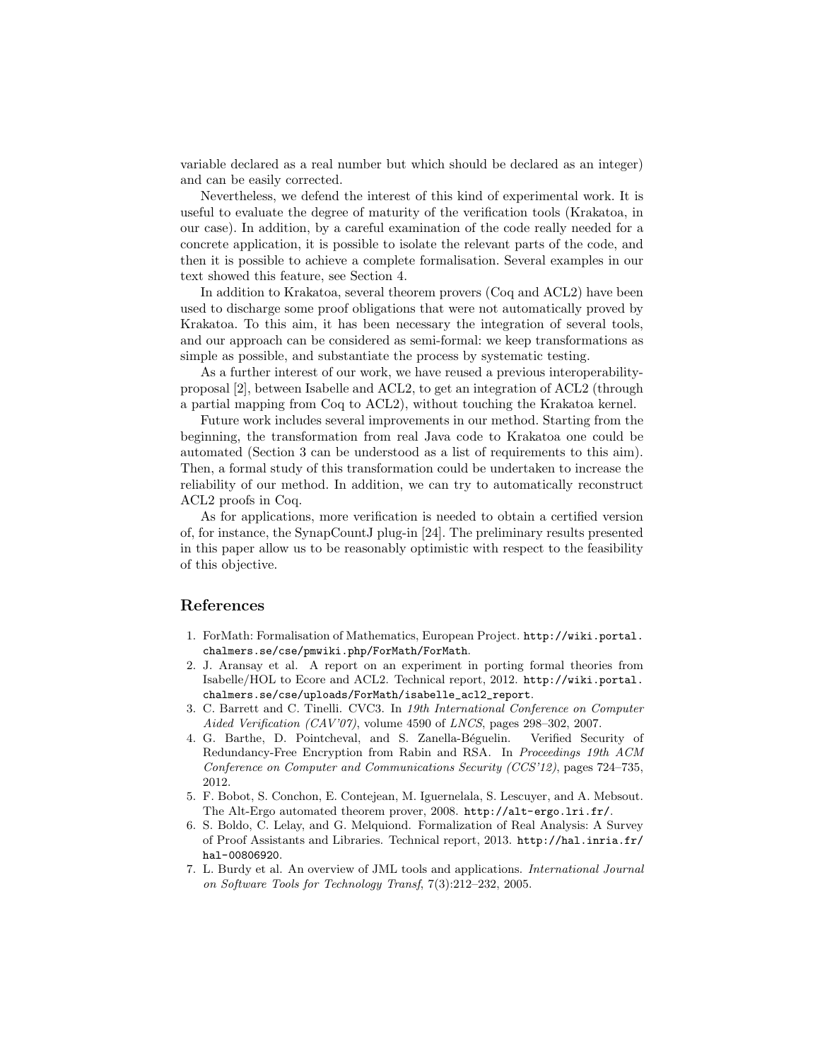variable declared as a real number but which should be declared as an integer) and can be easily corrected.

Nevertheless, we defend the interest of this kind of experimental work. It is useful to evaluate the degree of maturity of the verification tools (Krakatoa, in our case). In addition, by a careful examination of the code really needed for a concrete application, it is possible to isolate the relevant parts of the code, and then it is possible to achieve a complete formalisation. Several examples in our text showed this feature, see Section 4.

In addition to Krakatoa, several theorem provers (Coq and ACL2) have been used to discharge some proof obligations that were not automatically proved by Krakatoa. To this aim, it has been necessary the integration of several tools, and our approach can be considered as semi-formal: we keep transformations as simple as possible, and substantiate the process by systematic testing.

As a further interest of our work, we have reused a previous interoperability-proposal [2], between Isabelle and ACL2, to get an integration of ACL2 (through a partial mapping from Coq to ACL2), without touching the Krakatoa kernel.

Future work includes several improvements in our method. Starting from the beginning, the transformation from real Java code to Krakatoa one could be automated (Section 3 can be understood as a list of requirements to this aim). Then, a formal study of this transformation could be undertaken to increase the reliability of our method. In addition, we can try to automatically reconstruct ACL2 proofs in Coq.

As for applications, more verification is needed to obtain a certified version of, for instance, the SynapCountJ plug-in [24]. The preliminary results presented in this paper allow us to be reasonably optimistic with respect to the feasibility of this objective.

## References

1. ForMath: Formalisation of Mathematics, European Project. `http://wiki.portal.chalmers.se/cse/pmwiki.php/ForMath/ForMath`.
2. J. Aransay et al. A report on an experiment in porting formal theories from Isabelle/HOL to Ecore and ACL2. Technical report, 2012. `http://wiki.portal.chalmers.se/cse/uploads/ForMath/isabelle_acl2_report`.
3. C. Barrett and C. Tinelli. CVC3. In *19th International Conference on Computer Aided Verification (CAV'07)*, volume 4590 of *LNCS*, pages 298–302, 2007.
4. G. Barthe, D. Pointcheval, and S. Zanella-Béguelin. Verified Security of Redundancy-Free Encryption from Rabin and RSA. In *Proceedings 19th ACM Conference on Computer and Communications Security (CCS'12)*, pages 724–735, 2012.
5. F. Bobot, S. Conchon, E. Contejean, M. Iguernelala, S. Lescuyer, and A. Mebsout. The Alt-Ergo automated theorem prover, 2008. `http://alt-ergo.lri.fr/`.
6. S. Boldo, C. Lelay, and G. Melquiond. Formalization of Real Analysis: A Survey of Proof Assistants and Libraries. Technical report, 2013. `http://hal.inria.fr/hal-00806920`.
7. L. Burdy et al. An overview of JML tools and applications. *International Journal on Software Tools for Technology Transf*, 7(3):212–232, 2005.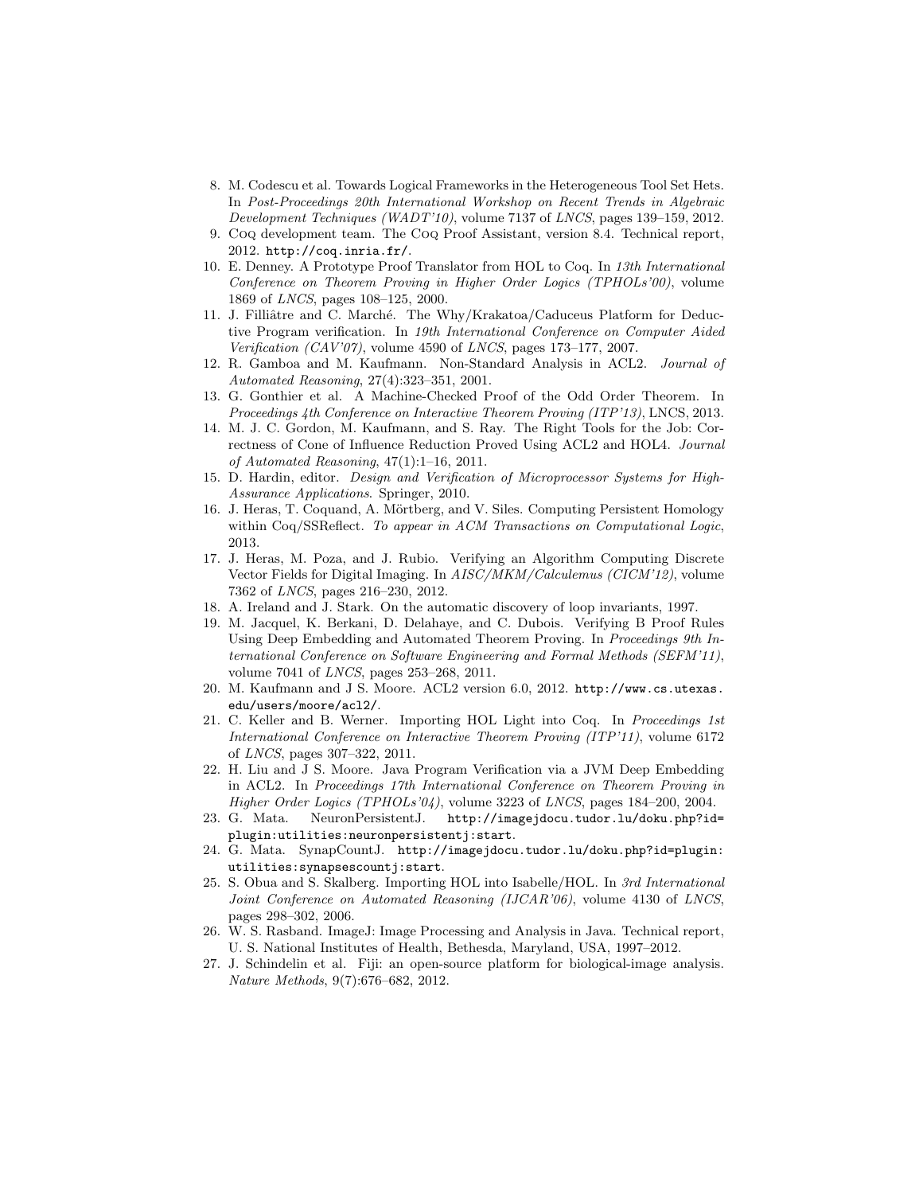8. M. Codescu et al. Towards Logical Frameworks in the Heterogeneous Tool Set Hets. In *Post-Proceedings 20th International Workshop on Recent Trends in Algebraic Development Techniques (WADT'10)*, volume 7137 of *LNCS*, pages 139–159, 2012.
9. Coq development team. The Coq Proof Assistant, version 8.4. Technical report, 2012. `http://coq.inria.fr/`.
10. E. Denney. A Prototype Proof Translator from HOL to Coq. In *13th International Conference on Theorem Proving in Higher Order Logics (TPHOLs'00)*, volume 1869 of *LNCS*, pages 108–125, 2000.
11. J. Filliâtre and C. Marché. The Why/Krakatoa/Caduceus Platform for Deductive Program verification. In *19th International Conference on Computer Aided Verification (CAV'07)*, volume 4590 of *LNCS*, pages 173–177, 2007.
12. R. Gamboa and M. Kaufmann. Non-Standard Analysis in ACL2. *Journal of Automated Reasoning*, 27(4):323–351, 2001.
13. G. Gonthier et al. A Machine-Checked Proof of the Odd Order Theorem. In *Proceedings 4th Conference on Interactive Theorem Proving (ITP'13)*, LNCS, 2013.
14. M. J. C. Gordon, M. Kaufmann, and S. Ray. The Right Tools for the Job: Correctness of Cone of Influence Reduction Proved Using ACL2 and HOL4. *Journal of Automated Reasoning*, 47(1):1–16, 2011.
15. D. Hardin, editor. *Design and Verification of Microprocessor Systems for High-Assurance Applications*. Springer, 2010.
16. J. Heras, T. Coquand, A. Mörtberg, and V. Siles. Computing Persistent Homology within Coq/SSReflect. *To appear in ACM Transactions on Computational Logic*, 2013.
17. J. Heras, M. Poza, and J. Rubio. Verifying an Algorithm Computing Discrete Vector Fields for Digital Imaging. In *AISC/MKM/Calculemus (CICM'12)*, volume 7362 of *LNCS*, pages 216–230, 2012.
18. A. Ireland and J. Stark. On the automatic discovery of loop invariants, 1997.
19. M. Jacquel, K. Berkani, D. Delahaye, and C. Dubois. Verifying B Proof Rules Using Deep Embedding and Automated Theorem Proving. In *Proceedings 9th International Conference on Software Engineering and Formal Methods (SEFM'11)*, volume 7041 of *LNCS*, pages 253–268, 2011.
20. M. Kaufmann and J S. Moore. ACL2 version 6.0, 2012. `http://www.cs.utexas.edu/users/moore/acl2/`.
21. C. Keller and B. Werner. Importing HOL Light into Coq. In *Proceedings 1st International Conference on Interactive Theorem Proving (ITP'11)*, volume 6172 of *LNCS*, pages 307–322, 2011.
22. H. Liu and J S. Moore. Java Program Verification via a JVM Deep Embedding in ACL2. In *Proceedings 17th International Conference on Theorem Proving in Higher Order Logics (TPHOLs'04)*, volume 3223 of *LNCS*, pages 184–200, 2004.
23. G. Mata. NeuronPersistentJ. `http://imagejdocu.tudor.lu/doku.php?id=plugin:utilities:neuronpersistentj:start`.
24. G. Mata. SynapCountJ. `http://imagejdocu.tudor.lu/doku.php?id=plugin:utilities:synapsescountj:start`.
25. S. Obua and S. Skalberg. Importing HOL into Isabelle/HOL. In *3rd International Joint Conference on Automated Reasoning (IJCAR'06)*, volume 4130 of *LNCS*, pages 298–302, 2006.
26. W. S. Rasband. ImageJ: Image Processing and Analysis in Java. Technical report, U. S. National Institutes of Health, Bethesda, Maryland, USA, 1997–2012.
27. J. Schindelin et al. Fiji: an open-source platform for biological-image analysis. *Nature Methods*, 9(7):676–682, 2012.